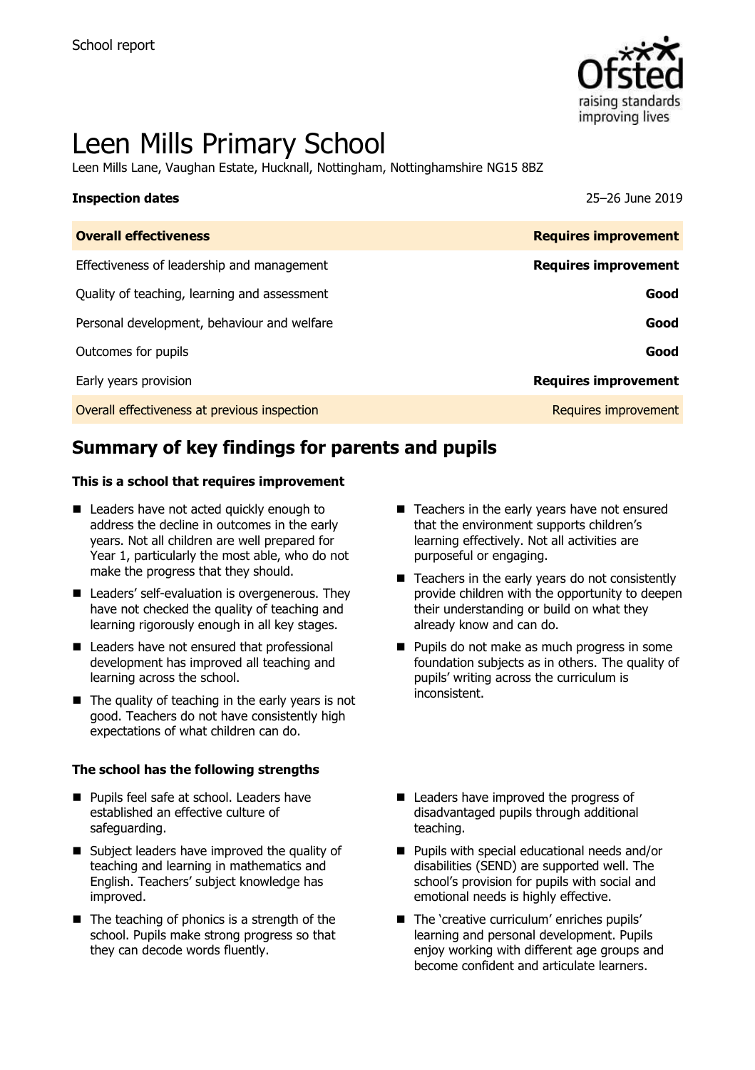School report

# Leen Mills Primary School

Leen Mills Lane, Vaughan Estate, Hucknall, Nottingham, Nottinghamshire NG15 8BZ

**Inspection dates** 25–26 June 2019

| **Overall effectiveness** | **Requires improvement** |
|---|---|
| Effectiveness of leadership and management | **Requires improvement** |
| Quality of teaching, learning and assessment | **Good** |
| Personal development, behaviour and welfare | **Good** |
| Outcomes for pupils | **Good** |
| Early years provision | **Requires improvement** |
| Overall effectiveness at previous inspection | Requires improvement |

## Summary of key findings for parents and pupils

### This is a school that requires improvement

- Leaders have not acted quickly enough to address the decline in outcomes in the early years. Not all children are well prepared for Year 1, particularly the most able, who do not make the progress that they should.
- Leaders' self-evaluation is overgenerous. They have not checked the quality of teaching and learning rigorously enough in all key stages.
- Leaders have not ensured that professional development has improved all teaching and learning across the school.
- The quality of teaching in the early years is not good. Teachers do not have consistently high expectations of what children can do.
- Teachers in the early years have not ensured that the environment supports children's learning effectively. Not all activities are purposeful or engaging.
- Teachers in the early years do not consistently provide children with the opportunity to deepen their understanding or build on what they already know and can do.
- Pupils do not make as much progress in some foundation subjects as in others. The quality of pupils' writing across the curriculum is inconsistent.

### The school has the following strengths

- Pupils feel safe at school. Leaders have established an effective culture of safeguarding.
- Subject leaders have improved the quality of teaching and learning in mathematics and English. Teachers' subject knowledge has improved.
- The teaching of phonics is a strength of the school. Pupils make strong progress so that they can decode words fluently.
- Leaders have improved the progress of disadvantaged pupils through additional teaching.
- Pupils with special educational needs and/or disabilities (SEND) are supported well. The school's provision for pupils with social and emotional needs is highly effective.
- The 'creative curriculum' enriches pupils' learning and personal development. Pupils enjoy working with different age groups and become confident and articulate learners.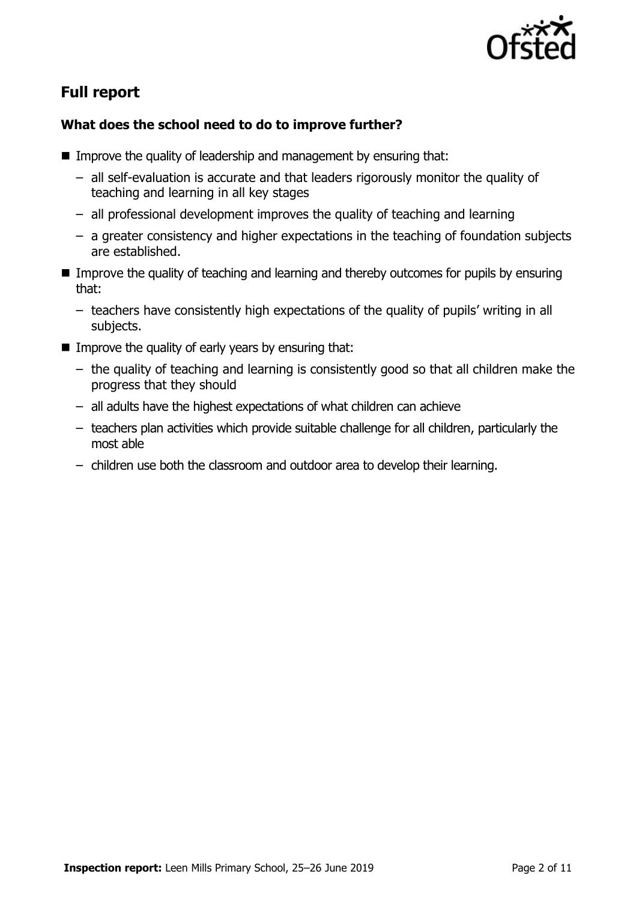## Full report

### What does the school need to do to improve further?

- Improve the quality of leadership and management by ensuring that:
  - all self-evaluation is accurate and that leaders rigorously monitor the quality of teaching and learning in all key stages
  - all professional development improves the quality of teaching and learning
  - a greater consistency and higher expectations in the teaching of foundation subjects are established.
- Improve the quality of teaching and learning and thereby outcomes for pupils by ensuring that:
  - teachers have consistently high expectations of the quality of pupils' writing in all subjects.
- Improve the quality of early years by ensuring that:
  - the quality of teaching and learning is consistently good so that all children make the progress that they should
  - all adults have the highest expectations of what children can achieve
  - teachers plan activities which provide suitable challenge for all children, particularly the most able
  - children use both the classroom and outdoor area to develop their learning.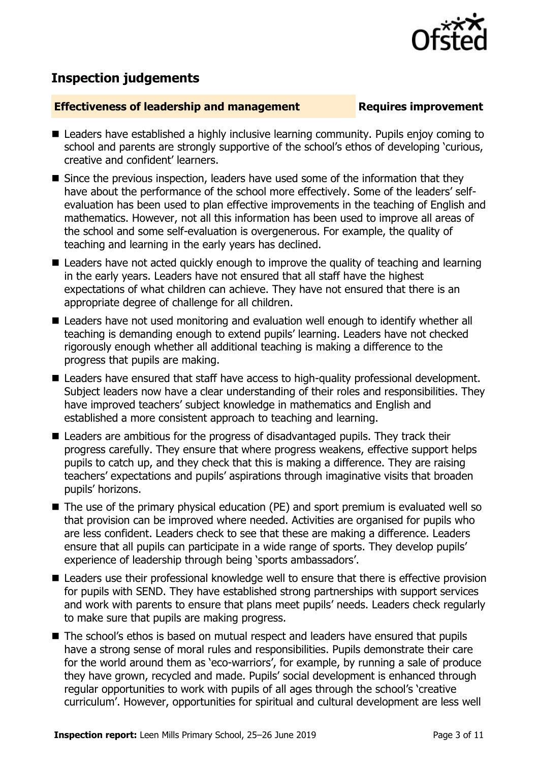## Inspection judgements

**Effectiveness of leadership and management** **Requires improvement**

- Leaders have established a highly inclusive learning community. Pupils enjoy coming to school and parents are strongly supportive of the school's ethos of developing 'curious, creative and confident' learners.
- Since the previous inspection, leaders have used some of the information that they have about the performance of the school more effectively. Some of the leaders' self-evaluation has been used to plan effective improvements in the teaching of English and mathematics. However, not all this information has been used to improve all areas of the school and some self-evaluation is overgenerous. For example, the quality of teaching and learning in the early years has declined.
- Leaders have not acted quickly enough to improve the quality of teaching and learning in the early years. Leaders have not ensured that all staff have the highest expectations of what children can achieve. They have not ensured that there is an appropriate degree of challenge for all children.
- Leaders have not used monitoring and evaluation well enough to identify whether all teaching is demanding enough to extend pupils' learning. Leaders have not checked rigorously enough whether all additional teaching is making a difference to the progress that pupils are making.
- Leaders have ensured that staff have access to high-quality professional development. Subject leaders now have a clear understanding of their roles and responsibilities. They have improved teachers' subject knowledge in mathematics and English and established a more consistent approach to teaching and learning.
- Leaders are ambitious for the progress of disadvantaged pupils. They track their progress carefully. They ensure that where progress weakens, effective support helps pupils to catch up, and they check that this is making a difference. They are raising teachers' expectations and pupils' aspirations through imaginative visits that broaden pupils' horizons.
- The use of the primary physical education (PE) and sport premium is evaluated well so that provision can be improved where needed. Activities are organised for pupils who are less confident. Leaders check to see that these are making a difference. Leaders ensure that all pupils can participate in a wide range of sports. They develop pupils' experience of leadership through being 'sports ambassadors'.
- Leaders use their professional knowledge well to ensure that there is effective provision for pupils with SEND. They have established strong partnerships with support services and work with parents to ensure that plans meet pupils' needs. Leaders check regularly to make sure that pupils are making progress.
- The school's ethos is based on mutual respect and leaders have ensured that pupils have a strong sense of moral rules and responsibilities. Pupils demonstrate their care for the world around them as 'eco-warriors', for example, by running a sale of produce they have grown, recycled and made. Pupils' social development is enhanced through regular opportunities to work with pupils of all ages through the school's 'creative curriculum'. However, opportunities for spiritual and cultural development are less well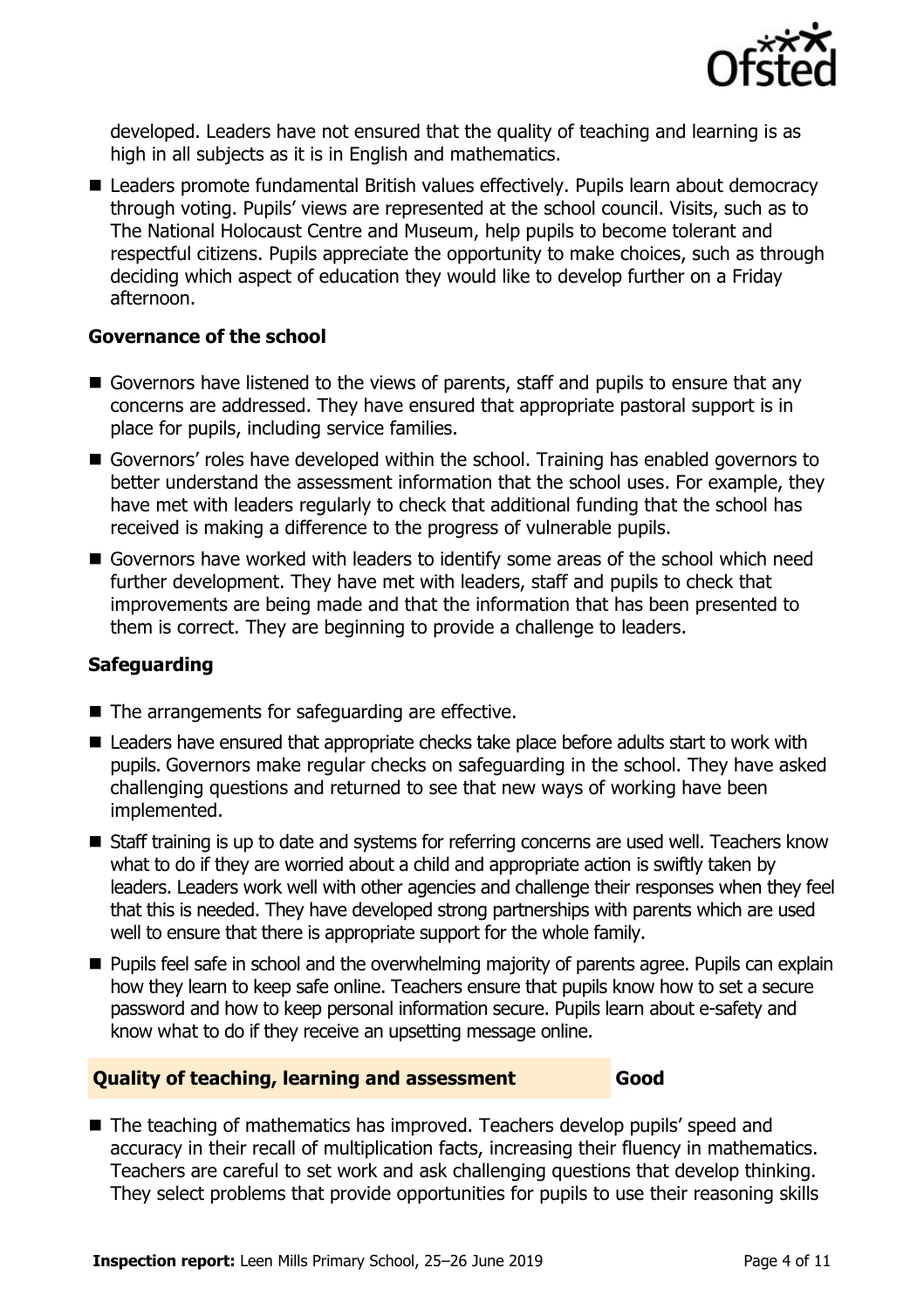developed. Leaders have not ensured that the quality of teaching and learning is as high in all subjects as it is in English and mathematics.

- Leaders promote fundamental British values effectively. Pupils learn about democracy through voting. Pupils' views are represented at the school council. Visits, such as to The National Holocaust Centre and Museum, help pupils to become tolerant and respectful citizens. Pupils appreciate the opportunity to make choices, such as through deciding which aspect of education they would like to develop further on a Friday afternoon.

### Governance of the school

- Governors have listened to the views of parents, staff and pupils to ensure that any concerns are addressed. They have ensured that appropriate pastoral support is in place for pupils, including service families.
- Governors' roles have developed within the school. Training has enabled governors to better understand the assessment information that the school uses. For example, they have met with leaders regularly to check that additional funding that the school has received is making a difference to the progress of vulnerable pupils.
- Governors have worked with leaders to identify some areas of the school which need further development. They have met with leaders, staff and pupils to check that improvements are being made and that the information that has been presented to them is correct. They are beginning to provide a challenge to leaders.

### Safeguarding

- The arrangements for safeguarding are effective.
- Leaders have ensured that appropriate checks take place before adults start to work with pupils. Governors make regular checks on safeguarding in the school. They have asked challenging questions and returned to see that new ways of working have been implemented.
- Staff training is up to date and systems for referring concerns are used well. Teachers know what to do if they are worried about a child and appropriate action is swiftly taken by leaders. Leaders work well with other agencies and challenge their responses when they feel that this is needed. They have developed strong partnerships with parents which are used well to ensure that there is appropriate support for the whole family.
- Pupils feel safe in school and the overwhelming majority of parents agree. Pupils can explain how they learn to keep safe online. Teachers ensure that pupils know how to set a secure password and how to keep personal information secure. Pupils learn about e-safety and know what to do if they receive an upsetting message online.

## Quality of teaching, learning and assessment — Good

- The teaching of mathematics has improved. Teachers develop pupils' speed and accuracy in their recall of multiplication facts, increasing their fluency in mathematics. Teachers are careful to set work and ask challenging questions that develop thinking. They select problems that provide opportunities for pupils to use their reasoning skills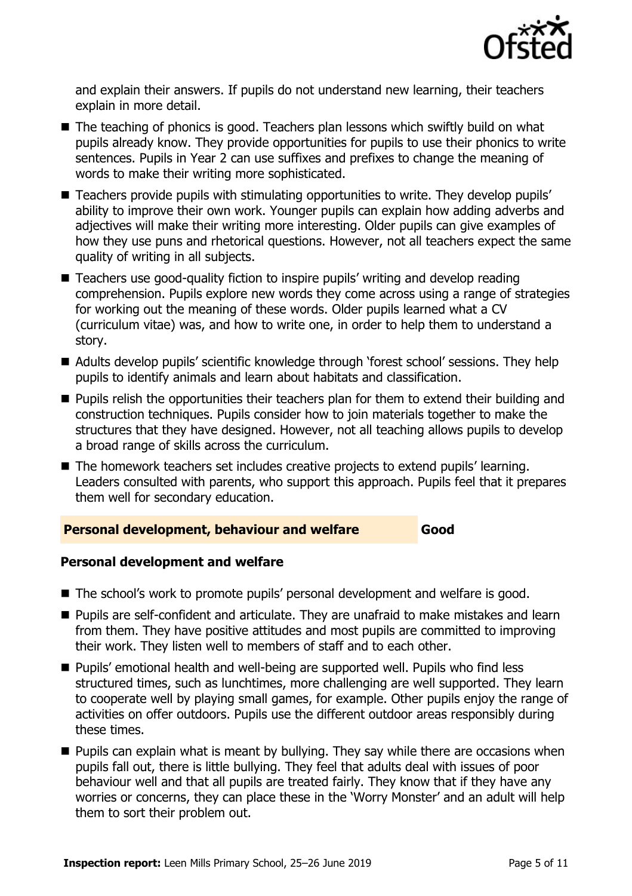and explain their answers. If pupils do not understand new learning, their teachers explain in more detail.

- The teaching of phonics is good. Teachers plan lessons which swiftly build on what pupils already know. They provide opportunities for pupils to use their phonics to write sentences. Pupils in Year 2 can use suffixes and prefixes to change the meaning of words to make their writing more sophisticated.
- Teachers provide pupils with stimulating opportunities to write. They develop pupils' ability to improve their own work. Younger pupils can explain how adding adverbs and adjectives will make their writing more interesting. Older pupils can give examples of how they use puns and rhetorical questions. However, not all teachers expect the same quality of writing in all subjects.
- Teachers use good-quality fiction to inspire pupils' writing and develop reading comprehension. Pupils explore new words they come across using a range of strategies for working out the meaning of these words. Older pupils learned what a CV (curriculum vitae) was, and how to write one, in order to help them to understand a story.
- Adults develop pupils' scientific knowledge through 'forest school' sessions. They help pupils to identify animals and learn about habitats and classification.
- Pupils relish the opportunities their teachers plan for them to extend their building and construction techniques. Pupils consider how to join materials together to make the structures that they have designed. However, not all teaching allows pupils to develop a broad range of skills across the curriculum.
- The homework teachers set includes creative projects to extend pupils' learning. Leaders consulted with parents, who support this approach. Pupils feel that it prepares them well for secondary education.

## Personal development, behaviour and welfare — Good

### Personal development and welfare

- The school's work to promote pupils' personal development and welfare is good.
- Pupils are self-confident and articulate. They are unafraid to make mistakes and learn from them. They have positive attitudes and most pupils are committed to improving their work. They listen well to members of staff and to each other.
- Pupils' emotional health and well-being are supported well. Pupils who find less structured times, such as lunchtimes, more challenging are well supported. They learn to cooperate well by playing small games, for example. Other pupils enjoy the range of activities on offer outdoors. Pupils use the different outdoor areas responsibly during these times.
- Pupils can explain what is meant by bullying. They say while there are occasions when pupils fall out, there is little bullying. They feel that adults deal with issues of poor behaviour well and that all pupils are treated fairly. They know that if they have any worries or concerns, they can place these in the 'Worry Monster' and an adult will help them to sort their problem out.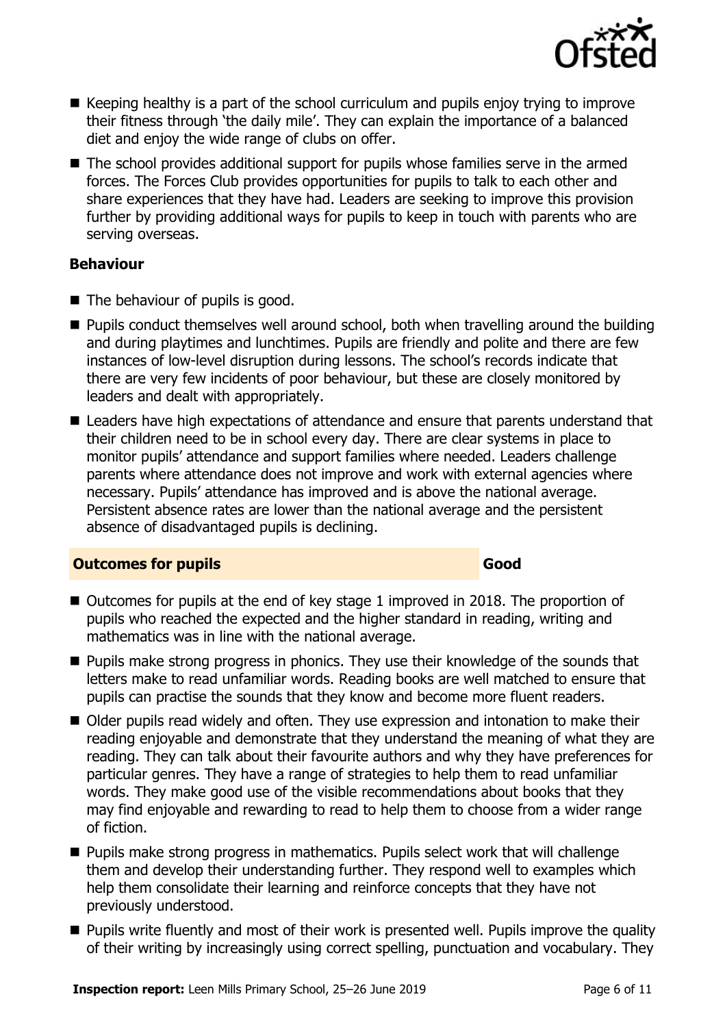- Keeping healthy is a part of the school curriculum and pupils enjoy trying to improve their fitness through 'the daily mile'. They can explain the importance of a balanced diet and enjoy the wide range of clubs on offer.
- The school provides additional support for pupils whose families serve in the armed forces. The Forces Club provides opportunities for pupils to talk to each other and share experiences that they have had. Leaders are seeking to improve this provision further by providing additional ways for pupils to keep in touch with parents who are serving overseas.

### Behaviour

- The behaviour of pupils is good.
- Pupils conduct themselves well around school, both when travelling around the building and during playtimes and lunchtimes. Pupils are friendly and polite and there are few instances of low-level disruption during lessons. The school's records indicate that there are very few incidents of poor behaviour, but these are closely monitored by leaders and dealt with appropriately.
- Leaders have high expectations of attendance and ensure that parents understand that their children need to be in school every day. There are clear systems in place to monitor pupils' attendance and support families where needed. Leaders challenge parents where attendance does not improve and work with external agencies where necessary. Pupils' attendance has improved and is above the national average. Persistent absence rates are lower than the national average and the persistent absence of disadvantaged pupils is declining.

## Outcomes for pupils — Good

- Outcomes for pupils at the end of key stage 1 improved in 2018. The proportion of pupils who reached the expected and the higher standard in reading, writing and mathematics was in line with the national average.
- Pupils make strong progress in phonics. They use their knowledge of the sounds that letters make to read unfamiliar words. Reading books are well matched to ensure that pupils can practise the sounds that they know and become more fluent readers.
- Older pupils read widely and often. They use expression and intonation to make their reading enjoyable and demonstrate that they understand the meaning of what they are reading. They can talk about their favourite authors and why they have preferences for particular genres. They have a range of strategies to help them to read unfamiliar words. They make good use of the visible recommendations about books that they may find enjoyable and rewarding to read to help them to choose from a wider range of fiction.
- Pupils make strong progress in mathematics. Pupils select work that will challenge them and develop their understanding further. They respond well to examples which help them consolidate their learning and reinforce concepts that they have not previously understood.
- Pupils write fluently and most of their work is presented well. Pupils improve the quality of their writing by increasingly using correct spelling, punctuation and vocabulary. They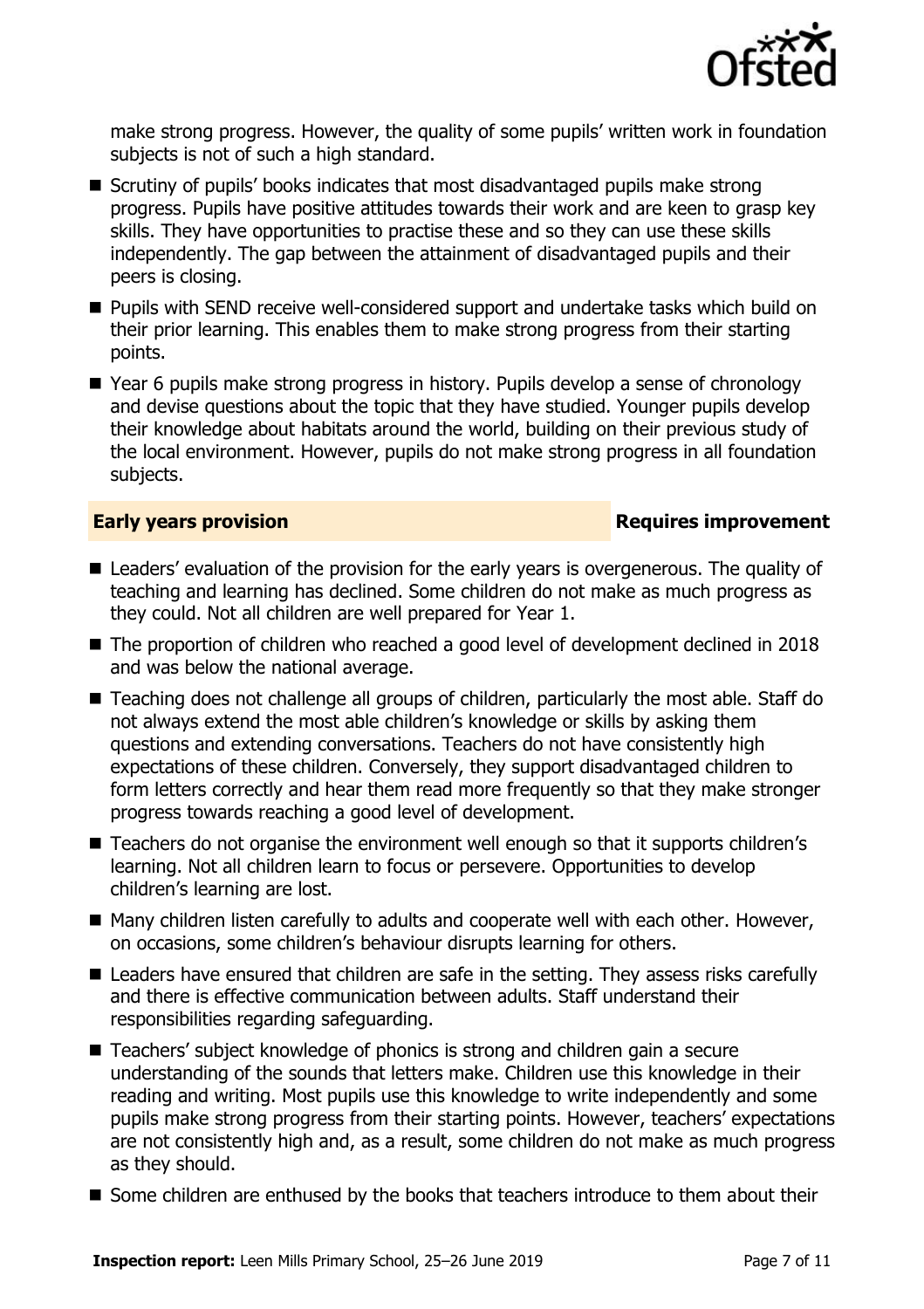make strong progress. However, the quality of some pupils' written work in foundation subjects is not of such a high standard.

- Scrutiny of pupils' books indicates that most disadvantaged pupils make strong progress. Pupils have positive attitudes towards their work and are keen to grasp key skills. They have opportunities to practise these and so they can use these skills independently. The gap between the attainment of disadvantaged pupils and their peers is closing.
- Pupils with SEND receive well-considered support and undertake tasks which build on their prior learning. This enables them to make strong progress from their starting points.
- Year 6 pupils make strong progress in history. Pupils develop a sense of chronology and devise questions about the topic that they have studied. Younger pupils develop their knowledge about habitats around the world, building on their previous study of the local environment. However, pupils do not make strong progress in all foundation subjects.

## Early years provision — Requires improvement

- Leaders' evaluation of the provision for the early years is overgenerous. The quality of teaching and learning has declined. Some children do not make as much progress as they could. Not all children are well prepared for Year 1.
- The proportion of children who reached a good level of development declined in 2018 and was below the national average.
- Teaching does not challenge all groups of children, particularly the most able. Staff do not always extend the most able children's knowledge or skills by asking them questions and extending conversations. Teachers do not have consistently high expectations of these children. Conversely, they support disadvantaged children to form letters correctly and hear them read more frequently so that they make stronger progress towards reaching a good level of development.
- Teachers do not organise the environment well enough so that it supports children's learning. Not all children learn to focus or persevere. Opportunities to develop children's learning are lost.
- Many children listen carefully to adults and cooperate well with each other. However, on occasions, some children's behaviour disrupts learning for others.
- Leaders have ensured that children are safe in the setting. They assess risks carefully and there is effective communication between adults. Staff understand their responsibilities regarding safeguarding.
- Teachers' subject knowledge of phonics is strong and children gain a secure understanding of the sounds that letters make. Children use this knowledge in their reading and writing. Most pupils use this knowledge to write independently and some pupils make strong progress from their starting points. However, teachers' expectations are not consistently high and, as a result, some children do not make as much progress as they should.
- Some children are enthused by the books that teachers introduce to them about their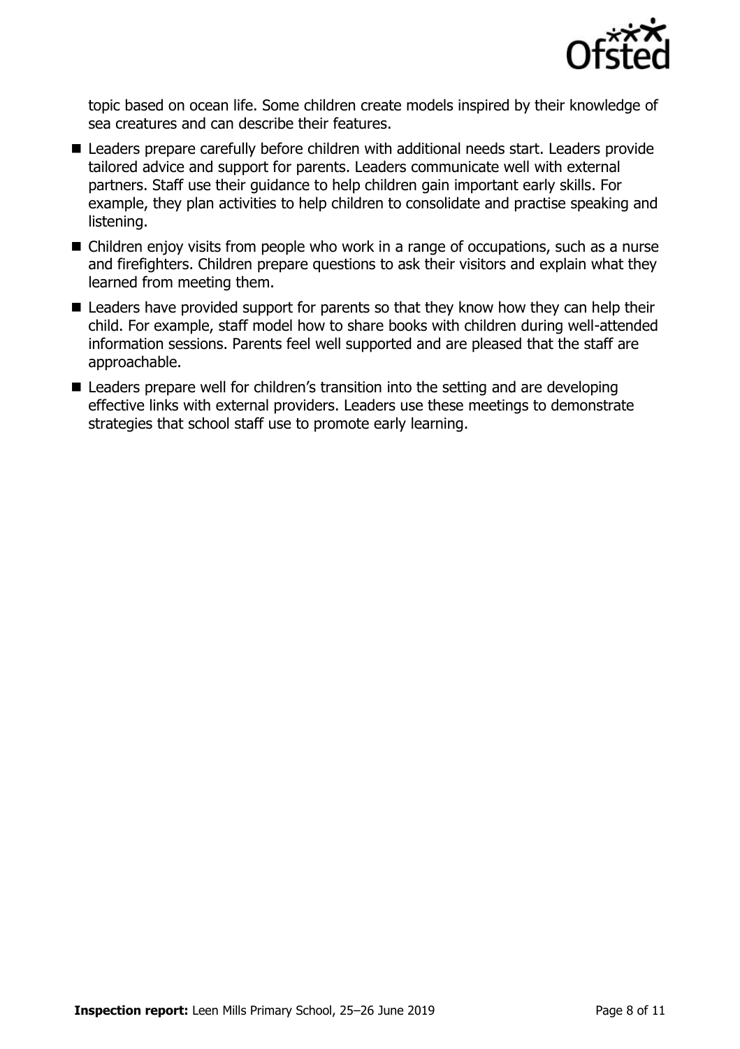topic based on ocean life. Some children create models inspired by their knowledge of sea creatures and can describe their features.

- Leaders prepare carefully before children with additional needs start. Leaders provide tailored advice and support for parents. Leaders communicate well with external partners. Staff use their guidance to help children gain important early skills. For example, they plan activities to help children to consolidate and practise speaking and listening.
- Children enjoy visits from people who work in a range of occupations, such as a nurse and firefighters. Children prepare questions to ask their visitors and explain what they learned from meeting them.
- Leaders have provided support for parents so that they know how they can help their child. For example, staff model how to share books with children during well-attended information sessions. Parents feel well supported and are pleased that the staff are approachable.
- Leaders prepare well for children's transition into the setting and are developing effective links with external providers. Leaders use these meetings to demonstrate strategies that school staff use to promote early learning.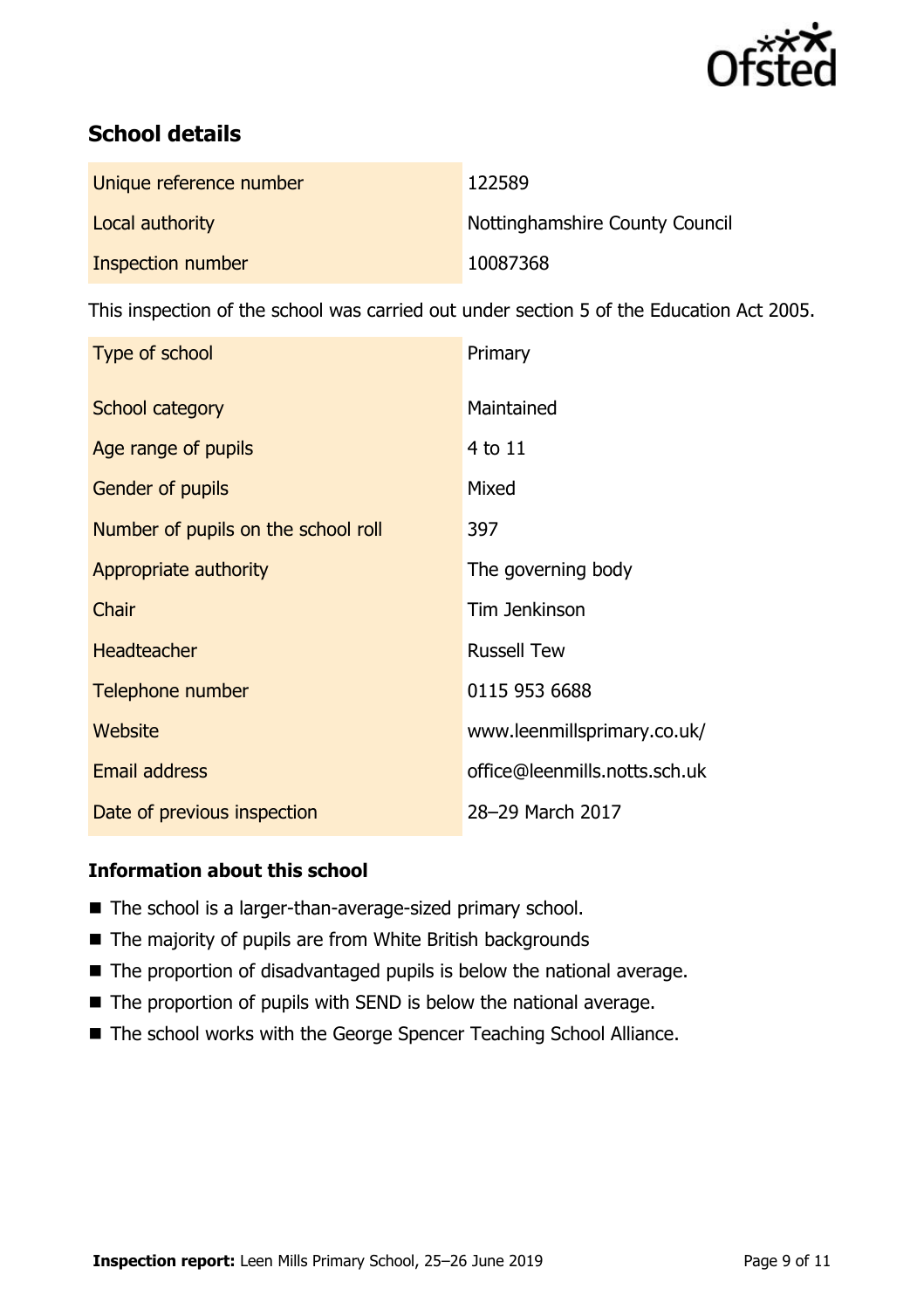## School details

| | |
|---|---|
| Unique reference number | 122589 |
| Local authority | Nottinghamshire County Council |
| Inspection number | 10087368 |

This inspection of the school was carried out under section 5 of the Education Act 2005.

| | |
|---|---|
| Type of school | Primary |
| School category | Maintained |
| Age range of pupils | 4 to 11 |
| Gender of pupils | Mixed |
| Number of pupils on the school roll | 397 |
| Appropriate authority | The governing body |
| Chair | Tim Jenkinson |
| Headteacher | Russell Tew |
| Telephone number | 0115 953 6688 |
| Website | www.leenmillsprimary.co.uk/ |
| Email address | office@leenmills.notts.sch.uk |
| Date of previous inspection | 28–29 March 2017 |

### Information about this school

- The school is a larger-than-average-sized primary school.
- The majority of pupils are from White British backgrounds
- The proportion of disadvantaged pupils is below the national average.
- The proportion of pupils with SEND is below the national average.
- The school works with the George Spencer Teaching School Alliance.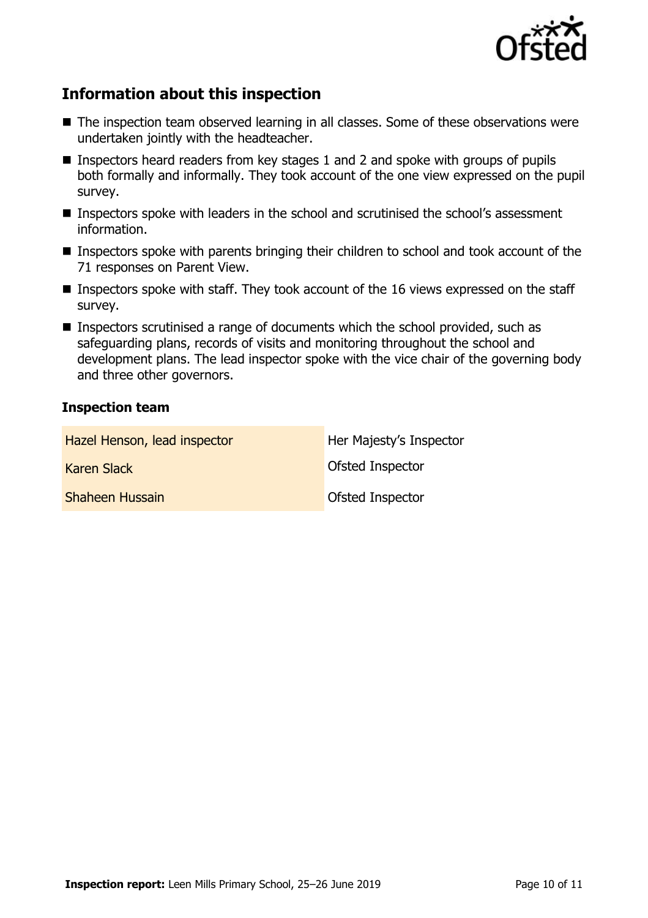## Information about this inspection

- The inspection team observed learning in all classes. Some of these observations were undertaken jointly with the headteacher.
- Inspectors heard readers from key stages 1 and 2 and spoke with groups of pupils both formally and informally. They took account of the one view expressed on the pupil survey.
- Inspectors spoke with leaders in the school and scrutinised the school's assessment information.
- Inspectors spoke with parents bringing their children to school and took account of the 71 responses on Parent View.
- Inspectors spoke with staff. They took account of the 16 views expressed on the staff survey.
- Inspectors scrutinised a range of documents which the school provided, such as safeguarding plans, records of visits and monitoring throughout the school and development plans. The lead inspector spoke with the vice chair of the governing body and three other governors.

### Inspection team

| | |
|---|---|
| Hazel Henson, lead inspector | Her Majesty's Inspector |
| Karen Slack | Ofsted Inspector |
| Shaheen Hussain | Ofsted Inspector |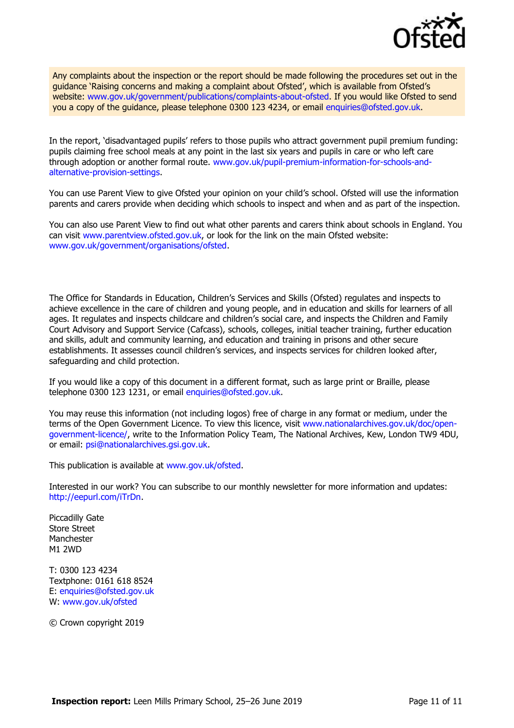Any complaints about the inspection or the report should be made following the procedures set out in the guidance 'Raising concerns and making a complaint about Ofsted', which is available from Ofsted's website: www.gov.uk/government/publications/complaints-about-ofsted. If you would like Ofsted to send you a copy of the guidance, please telephone 0300 123 4234, or email enquiries@ofsted.gov.uk.

In the report, 'disadvantaged pupils' refers to those pupils who attract government pupil premium funding: pupils claiming free school meals at any point in the last six years and pupils in care or who left care through adoption or another formal route. www.gov.uk/pupil-premium-information-for-schools-and-alternative-provision-settings.

You can use Parent View to give Ofsted your opinion on your child's school. Ofsted will use the information parents and carers provide when deciding which schools to inspect and when and as part of the inspection.

You can also use Parent View to find out what other parents and carers think about schools in England. You can visit www.parentview.ofsted.gov.uk, or look for the link on the main Ofsted website: www.gov.uk/government/organisations/ofsted.

The Office for Standards in Education, Children's Services and Skills (Ofsted) regulates and inspects to achieve excellence in the care of children and young people, and in education and skills for learners of all ages. It regulates and inspects childcare and children's social care, and inspects the Children and Family Court Advisory and Support Service (Cafcass), schools, colleges, initial teacher training, further education and skills, adult and community learning, and education and training in prisons and other secure establishments. It assesses council children's services, and inspects services for children looked after, safeguarding and child protection.

If you would like a copy of this document in a different format, such as large print or Braille, please telephone 0300 123 1231, or email enquiries@ofsted.gov.uk.

You may reuse this information (not including logos) free of charge in any format or medium, under the terms of the Open Government Licence. To view this licence, visit www.nationalarchives.gov.uk/doc/open-government-licence/, write to the Information Policy Team, The National Archives, Kew, London TW9 4DU, or email: psi@nationalarchives.gsi.gov.uk.

This publication is available at www.gov.uk/ofsted.

Interested in our work? You can subscribe to our monthly newsletter for more information and updates: http://eepurl.com/iTrDn.

Piccadilly Gate  
Store Street  
Manchester  
M1 2WD

T: 0300 123 4234  
Textphone: 0161 618 8524  
E: enquiries@ofsted.gov.uk  
W: www.gov.uk/ofsted

© Crown copyright 2019